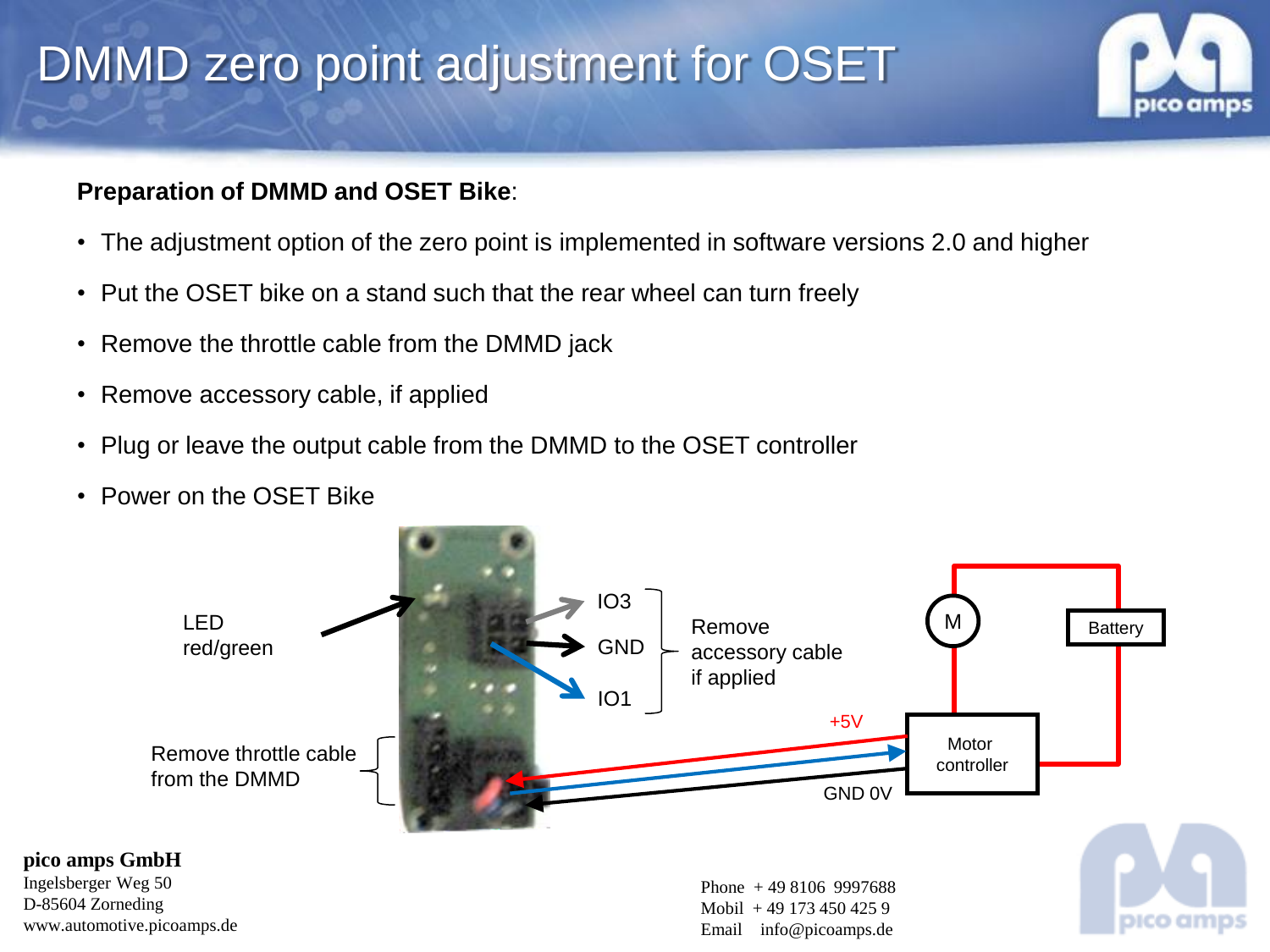# DMMD zero point adjustment for OSET

**Preparation of DMMD and OSET Bike**:

- The adjustment option of the zero point is implemented in software versions 2.0 and higher
- Put the OSET bike on a stand such that the rear wheel can turn freely
- Remove the throttle cable from the DMMD jack
- Remove accessory cable, if applied
- Plug or leave the output cable from the DMMD to the OSET controller
- Power on the OSET Bike

LED red/green

IO3
GND
IO1

Remove accessory cable if applied

Remove throttle cable from the DMMD

M

Battery

+5V

Motor controller

GND 0V

**pico amps GmbH**
Ingelsberger Weg 50
D-85604 Zorneding
www.automotive.picoamps.de

Phone + 49 8106 9997688
Mobil + 49 173 450 425 9
Email info@picoamps.de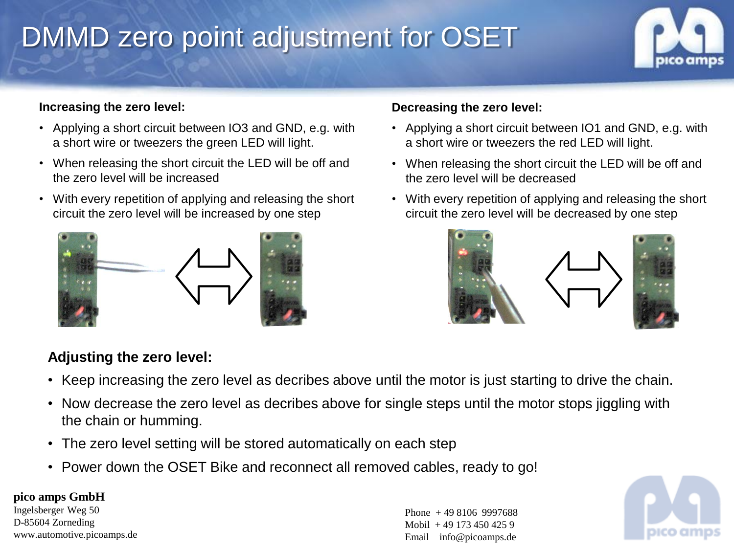# DMMD zero point adjustment for OSET

**Increasing the zero level:**

- Applying a short circuit between IO3 and GND, e.g. with a short wire or tweezers the green LED will light.
- When releasing the short circuit the LED will be off and the zero level will be increased
- With every repetition of applying and releasing the short circuit the zero level will be increased by one step

**Decreasing the zero level:**

- Applying a short circuit between IO1 and GND, e.g. with a short wire or tweezers the red LED will light.
- When releasing the short circuit the LED will be off and the zero level will be decreased
- With every repetition of applying and releasing the short circuit the zero level will be decreased by one step

## Adjusting the zero level:

- Keep increasing the zero level as decribes above until the motor is just starting to drive the chain.
- Now decrease the zero level as decribes above for single steps until the motor stops jiggling with the chain or humming.
- The zero level setting will be stored automatically on each step
- Power down the OSET Bike and reconnect all removed cables, ready to go!

**pico amps GmbH**
Ingelsberger Weg 50
D-85604 Zorneding
www.automotive.picoamps.de

Phone + 49 8106 9997688
Mobil + 49 173 450 425 9
Email info@picoamps.de